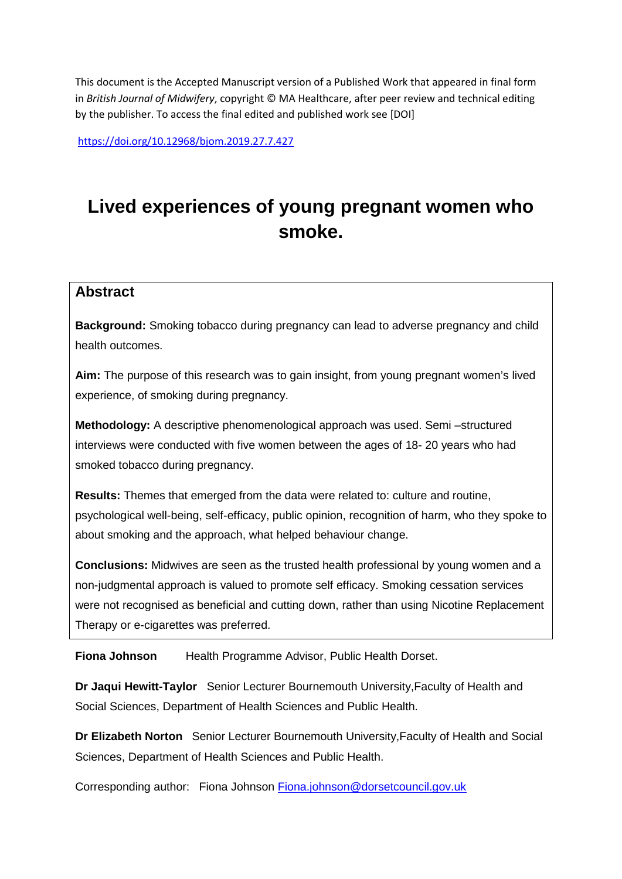This document is the Accepted Manuscript version of a Published Work that appeared in final form in *British Journal of Midwifery*, copyright © MA Healthcare, after peer review and technical editing by the publisher. To access the final edited and published work see [DOI]

https://doi.org/10.12968/bjom.2019.27.7.427

# Lived experiences of young pregnant women who smoke.

## Abstract

**Background:** Smoking tobacco during pregnancy can lead to adverse pregnancy and child health outcomes.

**Aim:** The purpose of this research was to gain insight, from young pregnant women's lived experience, of smoking during pregnancy.

**Methodology:** A descriptive phenomenological approach was used. Semi –structured interviews were conducted with five women between the ages of 18- 20 years who had smoked tobacco during pregnancy.

**Results:** Themes that emerged from the data were related to: culture and routine, psychological well-being, self-efficacy, public opinion, recognition of harm, who they spoke to about smoking and the approach, what helped behaviour change.

**Conclusions:** Midwives are seen as the trusted health professional by young women and a non-judgmental approach is valued to promote self efficacy. Smoking cessation services were not recognised as beneficial and cutting down, rather than using Nicotine Replacement Therapy or e-cigarettes was preferred.

**Fiona Johnson** Health Programme Advisor, Public Health Dorset.

**Dr Jaqui Hewitt-Taylor** Senior Lecturer Bournemouth University,Faculty of Health and Social Sciences, Department of Health Sciences and Public Health.

**Dr Elizabeth Norton** Senior Lecturer Bournemouth University,Faculty of Health and Social Sciences, Department of Health Sciences and Public Health.

Corresponding author: Fiona Johnson Fiona.johnson@dorsetcouncil.gov.uk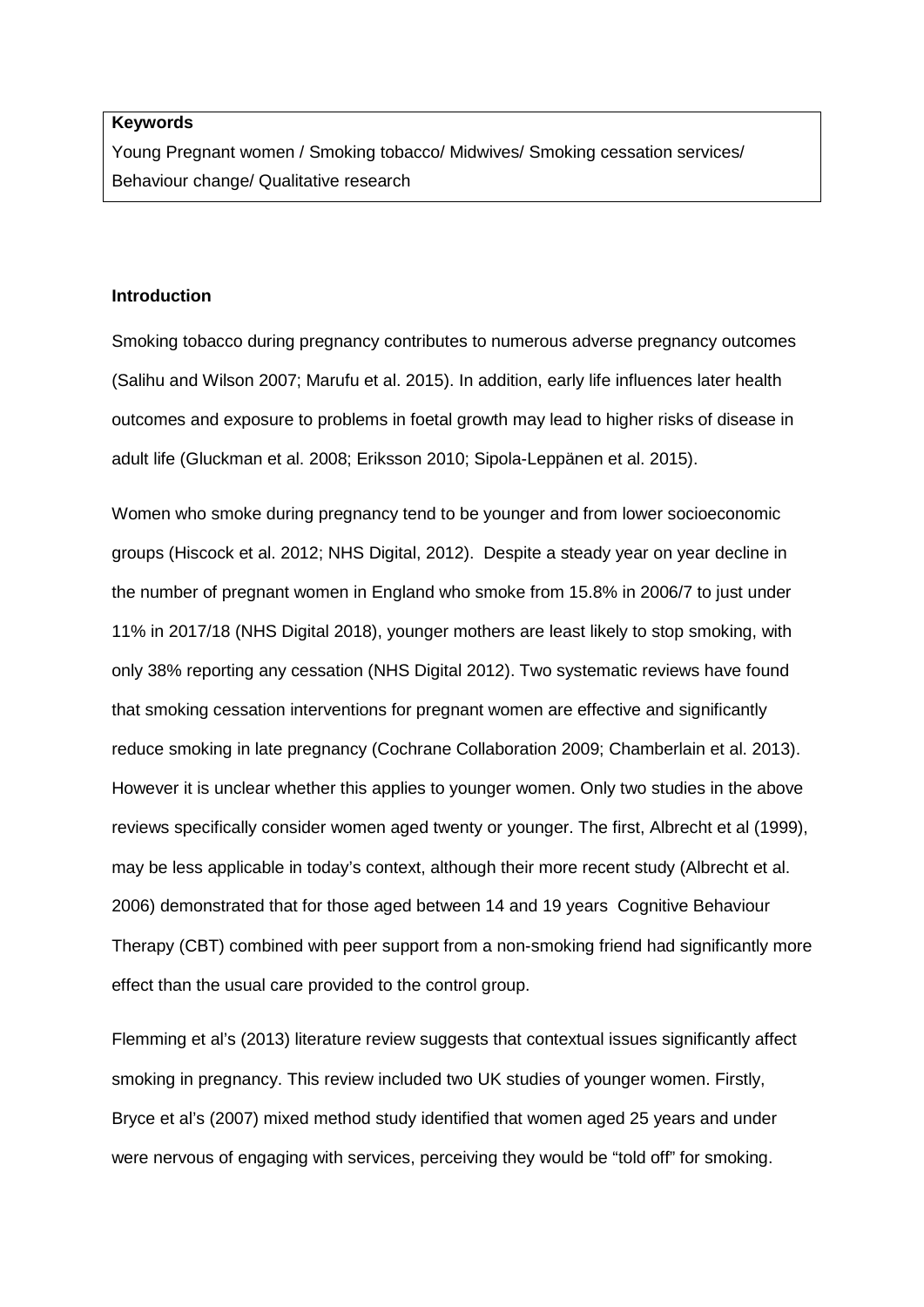**Keywords**

Young Pregnant women / Smoking tobacco/ Midwives/ Smoking cessation services/ Behaviour change/ Qualitative research

**Introduction**

Smoking tobacco during pregnancy contributes to numerous adverse pregnancy outcomes (Salihu and Wilson 2007; Marufu et al. 2015). In addition, early life influences later health outcomes and exposure to problems in foetal growth may lead to higher risks of disease in adult life (Gluckman et al. 2008; Eriksson 2010; Sipola-Leppänen et al. 2015).

Women who smoke during pregnancy tend to be younger and from lower socioeconomic groups (Hiscock et al. 2012; NHS Digital, 2012). Despite a steady year on year decline in the number of pregnant women in England who smoke from 15.8% in 2006/7 to just under 11% in 2017/18 (NHS Digital 2018), younger mothers are least likely to stop smoking, with only 38% reporting any cessation (NHS Digital 2012). Two systematic reviews have found that smoking cessation interventions for pregnant women are effective and significantly reduce smoking in late pregnancy (Cochrane Collaboration 2009; Chamberlain et al. 2013). However it is unclear whether this applies to younger women. Only two studies in the above reviews specifically consider women aged twenty or younger. The first, Albrecht et al (1999), may be less applicable in today's context, although their more recent study (Albrecht et al. 2006) demonstrated that for those aged between 14 and 19 years Cognitive Behaviour Therapy (CBT) combined with peer support from a non-smoking friend had significantly more effect than the usual care provided to the control group.

Flemming et al's (2013) literature review suggests that contextual issues significantly affect smoking in pregnancy. This review included two UK studies of younger women. Firstly, Bryce et al's (2007) mixed method study identified that women aged 25 years and under were nervous of engaging with services, perceiving they would be "told off" for smoking.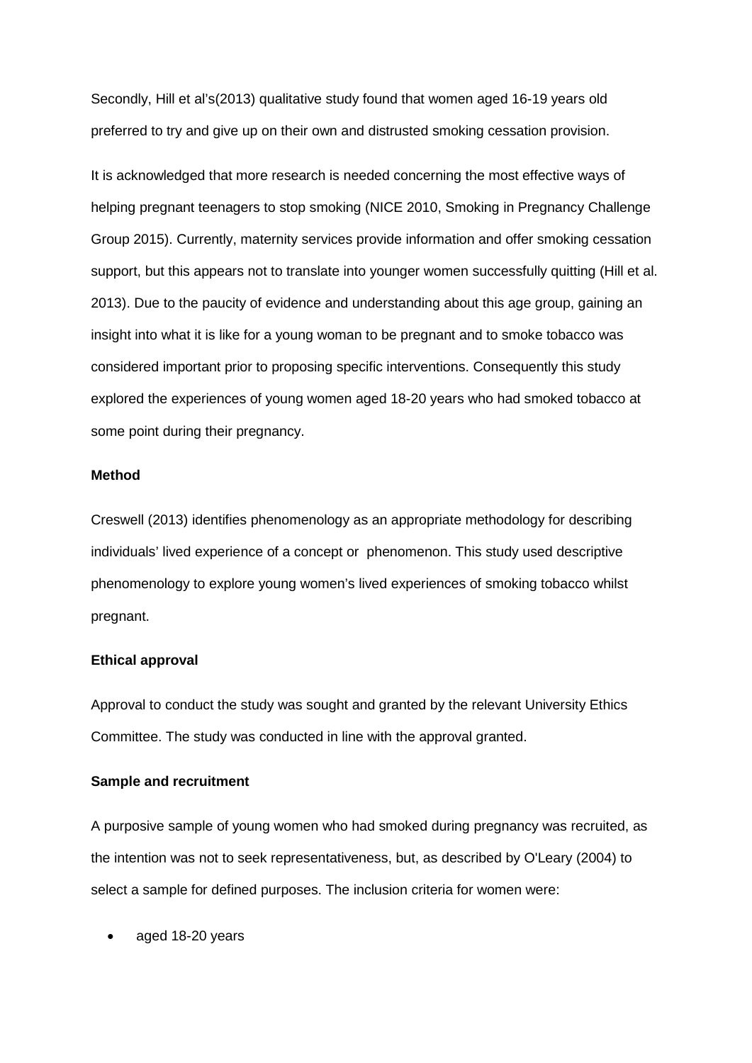Secondly, Hill et al's(2013) qualitative study found that women aged 16-19 years old preferred to try and give up on their own and distrusted smoking cessation provision.

It is acknowledged that more research is needed concerning the most effective ways of helping pregnant teenagers to stop smoking (NICE 2010, Smoking in Pregnancy Challenge Group 2015). Currently, maternity services provide information and offer smoking cessation support, but this appears not to translate into younger women successfully quitting (Hill et al. 2013). Due to the paucity of evidence and understanding about this age group, gaining an insight into what it is like for a young woman to be pregnant and to smoke tobacco was considered important prior to proposing specific interventions. Consequently this study explored the experiences of young women aged 18-20 years who had smoked tobacco at some point during their pregnancy.

**Method**

Creswell (2013) identifies phenomenology as an appropriate methodology for describing individuals' lived experience of a concept or phenomenon. This study used descriptive phenomenology to explore young women's lived experiences of smoking tobacco whilst pregnant.

**Ethical approval**

Approval to conduct the study was sought and granted by the relevant University Ethics Committee. The study was conducted in line with the approval granted.

**Sample and recruitment**

A purposive sample of young women who had smoked during pregnancy was recruited, as the intention was not to seek representativeness, but, as described by O'Leary (2004) to select a sample for defined purposes. The inclusion criteria for women were:

- aged 18-20 years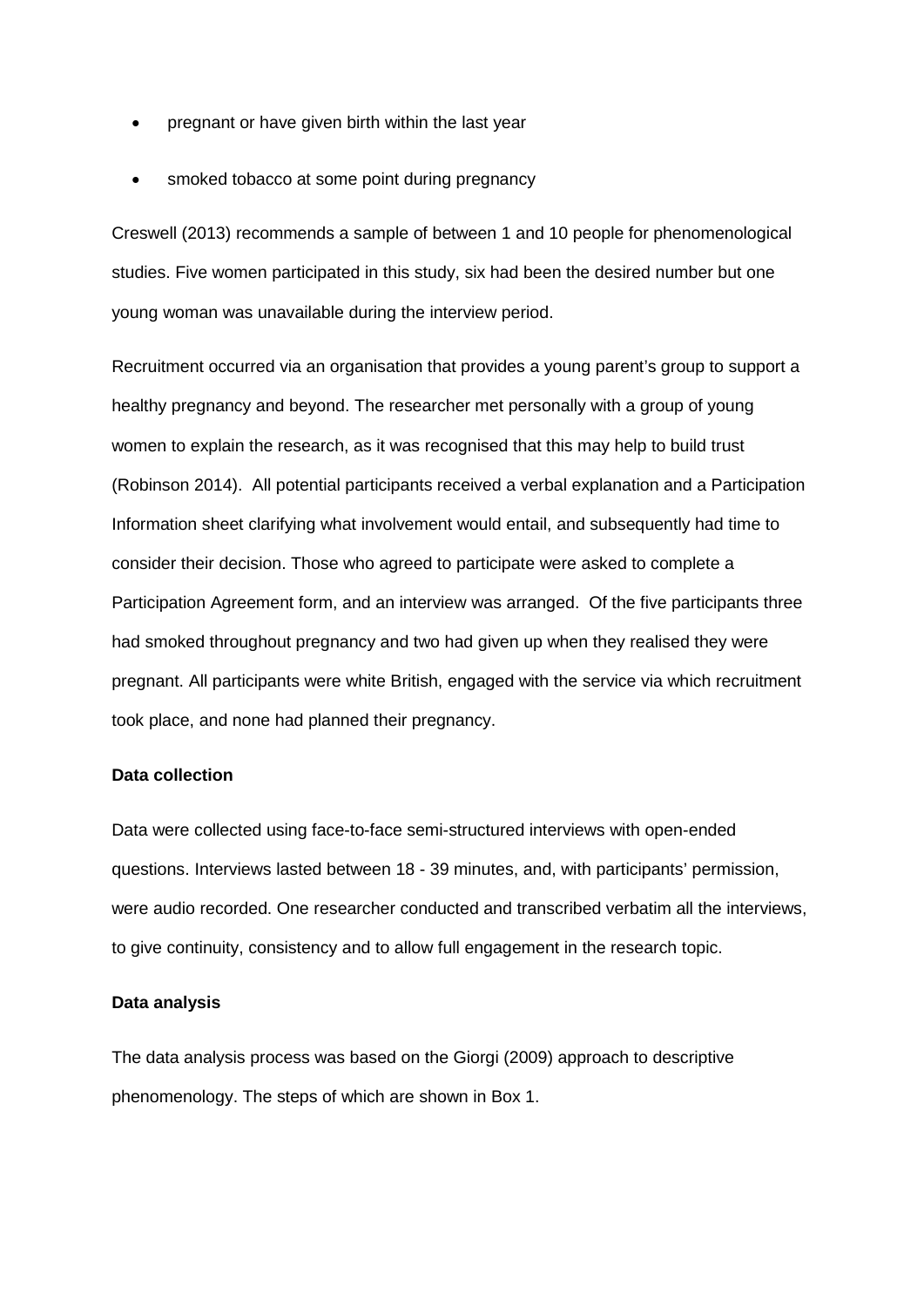- pregnant or have given birth within the last year
- smoked tobacco at some point during pregnancy

Creswell (2013) recommends a sample of between 1 and 10 people for phenomenological studies. Five women participated in this study, six had been the desired number but one young woman was unavailable during the interview period.

Recruitment occurred via an organisation that provides a young parent's group to support a healthy pregnancy and beyond. The researcher met personally with a group of young women to explain the research, as it was recognised that this may help to build trust (Robinson 2014). All potential participants received a verbal explanation and a Participation Information sheet clarifying what involvement would entail, and subsequently had time to consider their decision. Those who agreed to participate were asked to complete a Participation Agreement form, and an interview was arranged. Of the five participants three had smoked throughout pregnancy and two had given up when they realised they were pregnant. All participants were white British, engaged with the service via which recruitment took place, and none had planned their pregnancy.

**Data collection**

Data were collected using face-to-face semi-structured interviews with open-ended questions. Interviews lasted between 18 - 39 minutes, and, with participants' permission, were audio recorded. One researcher conducted and transcribed verbatim all the interviews, to give continuity, consistency and to allow full engagement in the research topic.

**Data analysis**

The data analysis process was based on the Giorgi (2009) approach to descriptive phenomenology. The steps of which are shown in Box 1.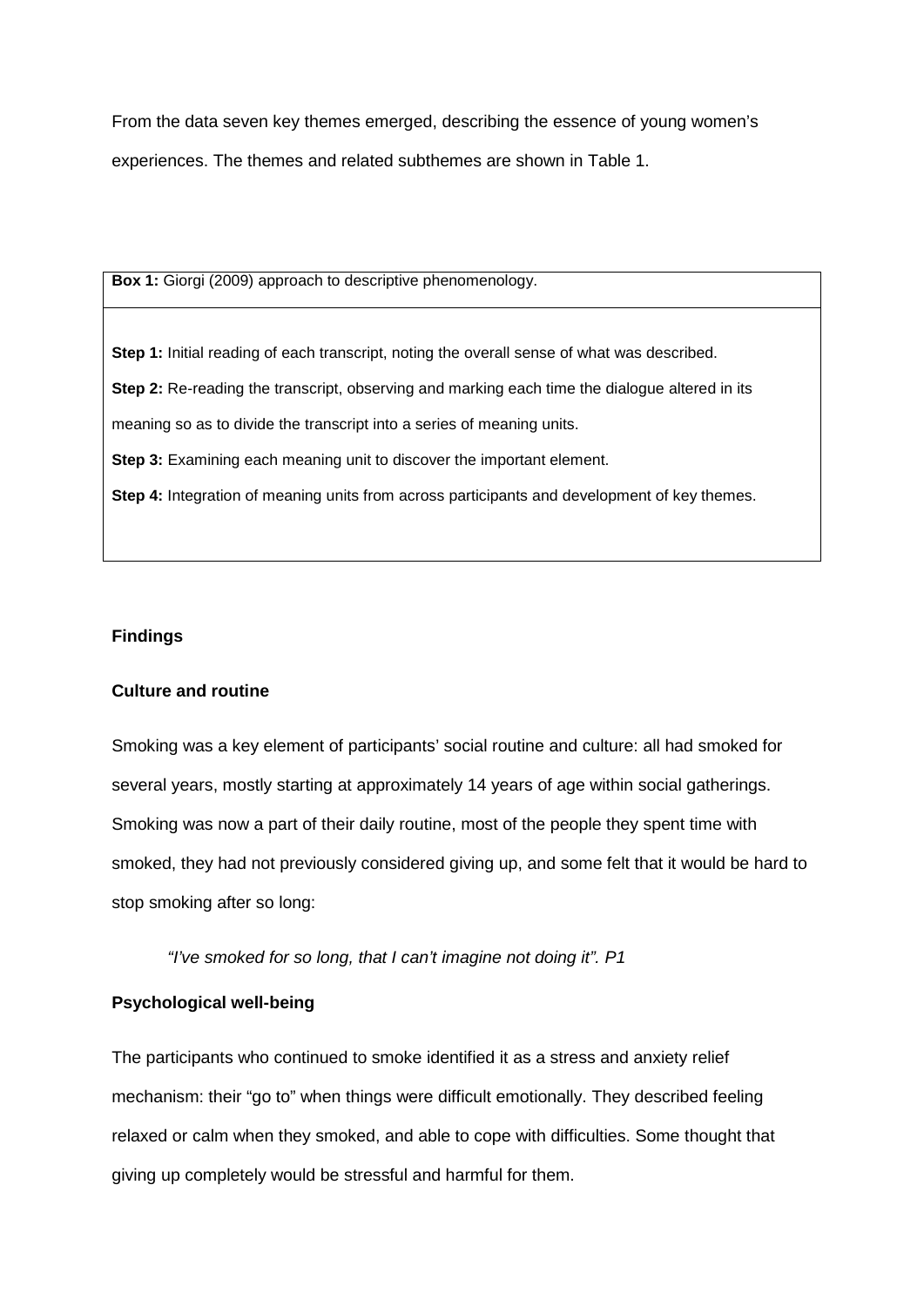From the data seven key themes emerged, describing the essence of young women's experiences. The themes and related subthemes are shown in Table 1.

| **Box 1:** Giorgi (2009) approach to descriptive phenomenology. |
|---|
| **Step 1:** Initial reading of each transcript, noting the overall sense of what was described.<br>**Step 2:** Re-reading the transcript, observing and marking each time the dialogue altered in its meaning so as to divide the transcript into a series of meaning units.<br>**Step 3:** Examining each meaning unit to discover the important element.<br>**Step 4:** Integration of meaning units from across participants and development of key themes. |

## Findings

### Culture and routine

Smoking was a key element of participants' social routine and culture: all had smoked for several years, mostly starting at approximately 14 years of age within social gatherings. Smoking was now a part of their daily routine, most of the people they spent time with smoked, they had not previously considered giving up, and some felt that it would be hard to stop smoking after so long:

> *"I've smoked for so long, that I can't imagine not doing it". P1*

### Psychological well-being

The participants who continued to smoke identified it as a stress and anxiety relief mechanism: their "go to" when things were difficult emotionally. They described feeling relaxed or calm when they smoked, and able to cope with difficulties. Some thought that giving up completely would be stressful and harmful for them.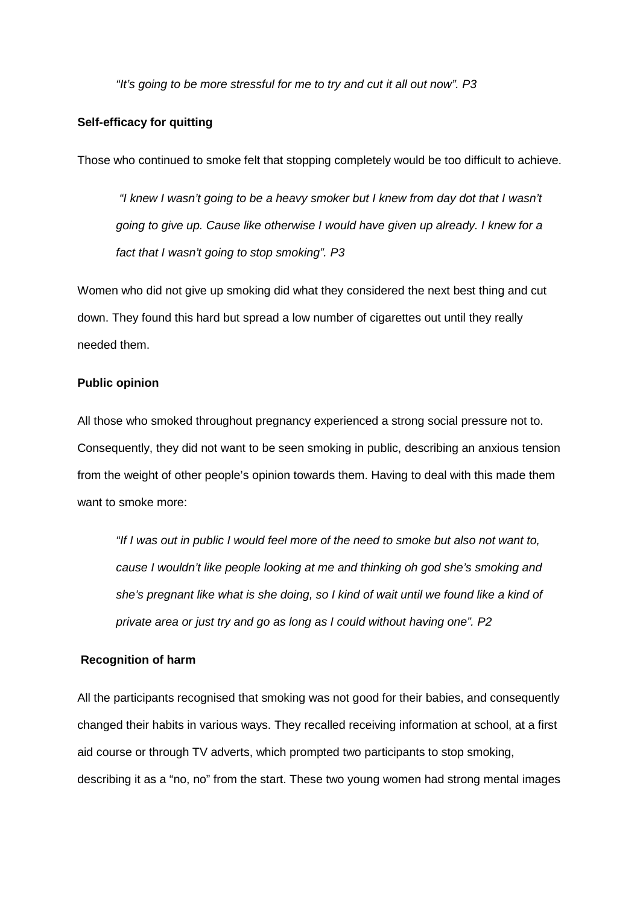*"It's going to be more stressful for me to try and cut it all out now". P3*

**Self-efficacy for quitting**

Those who continued to smoke felt that stopping completely would be too difficult to achieve.

> *"I knew I wasn't going to be a heavy smoker but I knew from day dot that I wasn't going to give up. Cause like otherwise I would have given up already. I knew for a fact that I wasn't going to stop smoking". P3*

Women who did not give up smoking did what they considered the next best thing and cut down. They found this hard but spread a low number of cigarettes out until they really needed them.

**Public opinion**

All those who smoked throughout pregnancy experienced a strong social pressure not to. Consequently, they did not want to be seen smoking in public, describing an anxious tension from the weight of other people's opinion towards them. Having to deal with this made them want to smoke more:

> *"If I was out in public I would feel more of the need to smoke but also not want to, cause I wouldn't like people looking at me and thinking oh god she's smoking and she's pregnant like what is she doing, so I kind of wait until we found like a kind of private area or just try and go as long as I could without having one". P2*

**Recognition of harm**

All the participants recognised that smoking was not good for their babies, and consequently changed their habits in various ways. They recalled receiving information at school, at a first aid course or through TV adverts, which prompted two participants to stop smoking, describing it as a "no, no" from the start. These two young women had strong mental images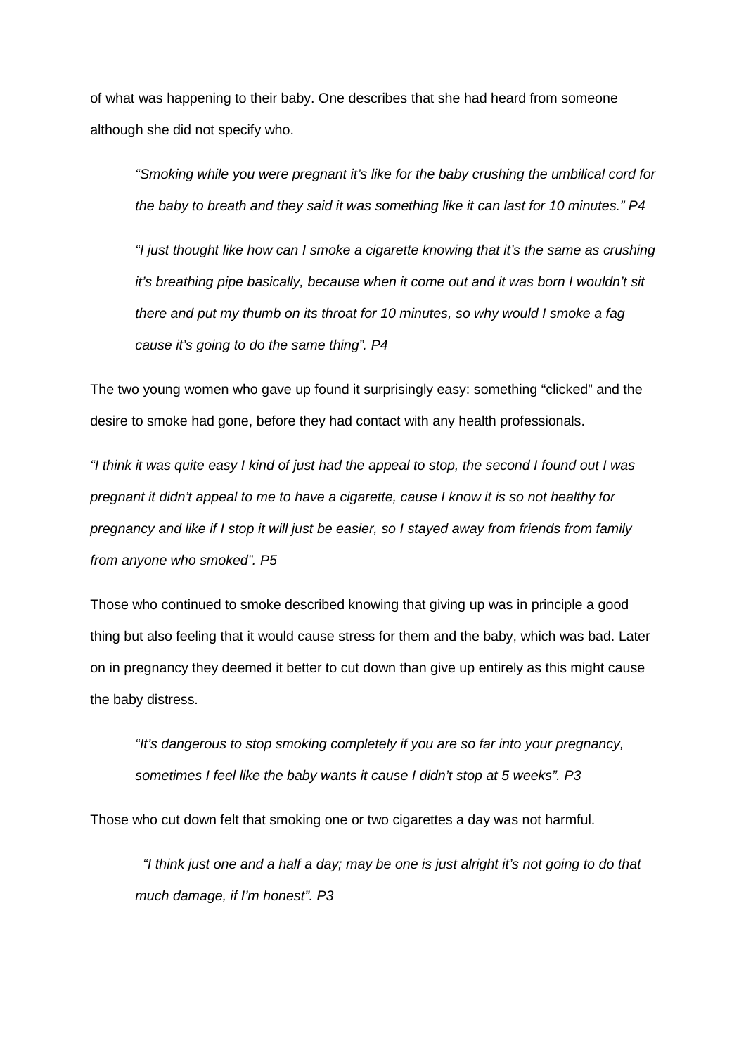of what was happening to their baby. One describes that she had heard from someone although she did not specify who.

> *"Smoking while you were pregnant it's like for the baby crushing the umbilical cord for the baby to breath and they said it was something like it can last for 10 minutes." P4*
>
> *"I just thought like how can I smoke a cigarette knowing that it's the same as crushing it's breathing pipe basically, because when it come out and it was born I wouldn't sit there and put my thumb on its throat for 10 minutes, so why would I smoke a fag cause it's going to do the same thing". P4*

The two young women who gave up found it surprisingly easy: something "clicked" and the desire to smoke had gone, before they had contact with any health professionals.

*"I think it was quite easy I kind of just had the appeal to stop, the second I found out I was pregnant it didn't appeal to me to have a cigarette, cause I know it is so not healthy for pregnancy and like if I stop it will just be easier, so I stayed away from friends from family from anyone who smoked". P5*

Those who continued to smoke described knowing that giving up was in principle a good thing but also feeling that it would cause stress for them and the baby, which was bad. Later on in pregnancy they deemed it better to cut down than give up entirely as this might cause the baby distress.

> *"It's dangerous to stop smoking completely if you are so far into your pregnancy, sometimes I feel like the baby wants it cause I didn't stop at 5 weeks". P3*

Those who cut down felt that smoking one or two cigarettes a day was not harmful.

> *"I think just one and a half a day; may be one is just alright it's not going to do that much damage, if I'm honest". P3*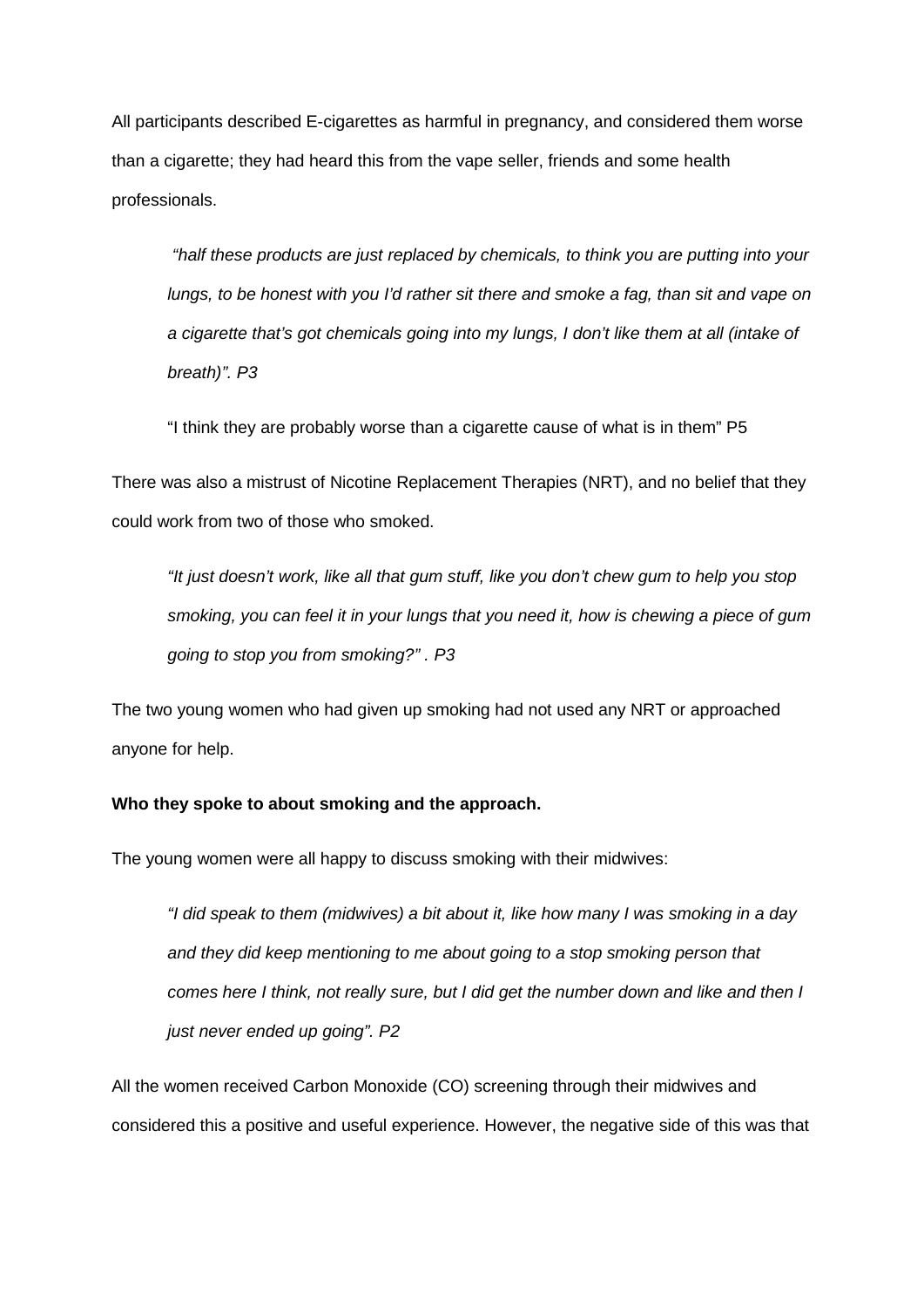All participants described E-cigarettes as harmful in pregnancy, and considered them worse than a cigarette; they had heard this from the vape seller, friends and some health professionals.

> *"half these products are just replaced by chemicals, to think you are putting into your lungs, to be honest with you I'd rather sit there and smoke a fag, than sit and vape on a cigarette that's got chemicals going into my lungs, I don't like them at all (intake of breath)". P3*

> "I think they are probably worse than a cigarette cause of what is in them" P5

There was also a mistrust of Nicotine Replacement Therapies (NRT), and no belief that they could work from two of those who smoked.

> *"It just doesn't work, like all that gum stuff, like you don't chew gum to help you stop smoking, you can feel it in your lungs that you need it, how is chewing a piece of gum going to stop you from smoking?" . P3*

The two young women who had given up smoking had not used any NRT or approached anyone for help.

**Who they spoke to about smoking and the approach.**

The young women were all happy to discuss smoking with their midwives:

> *"I did speak to them (midwives) a bit about it, like how many I was smoking in a day and they did keep mentioning to me about going to a stop smoking person that comes here I think, not really sure, but I did get the number down and like and then I just never ended up going". P2*

All the women received Carbon Monoxide (CO) screening through their midwives and considered this a positive and useful experience. However, the negative side of this was that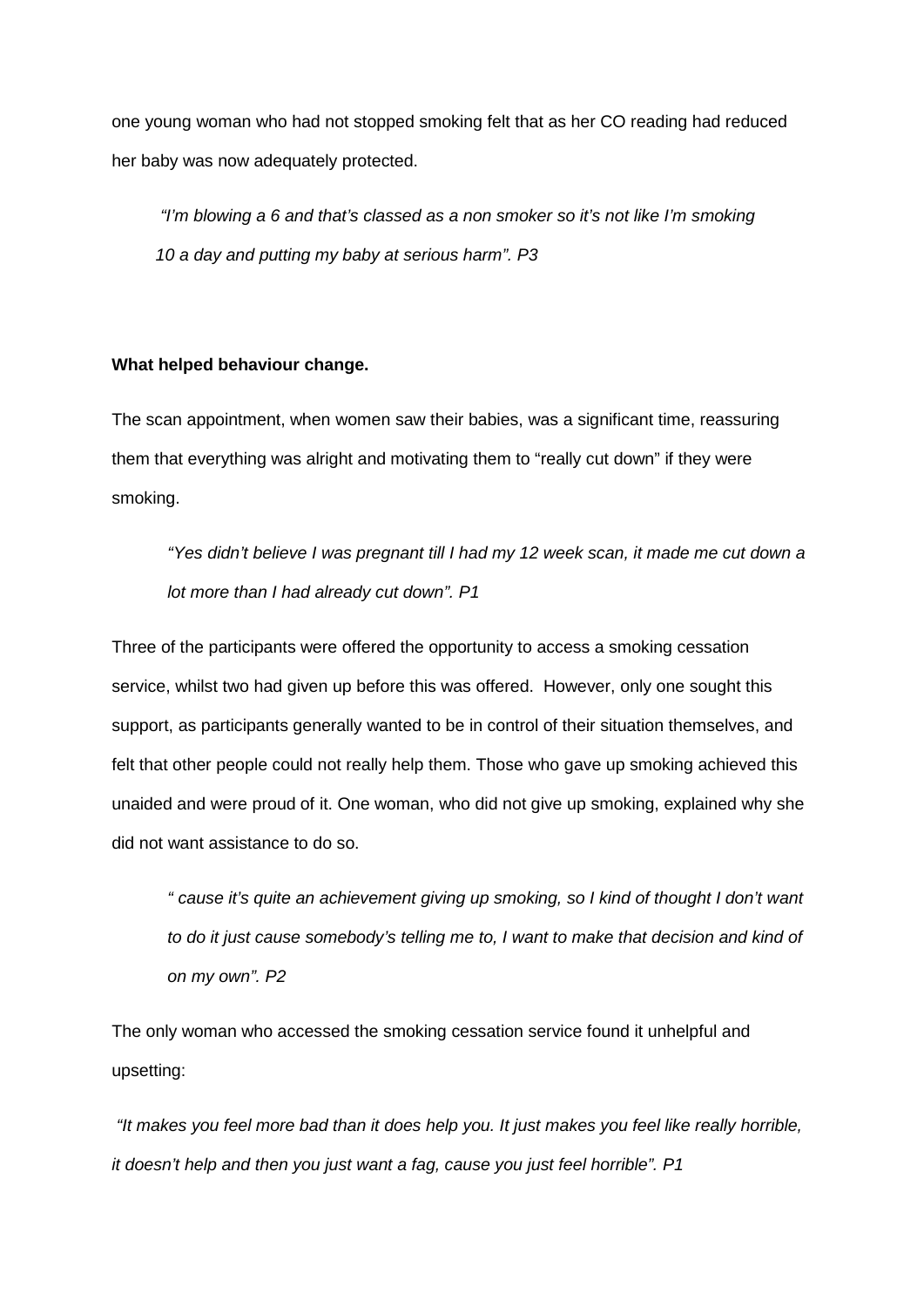one young woman who had not stopped smoking felt that as her CO reading had reduced her baby was now adequately protected.

> *"I'm blowing a 6 and that's classed as a non smoker so it's not like I'm smoking 10 a day and putting my baby at serious harm". P3*

**What helped behaviour change.**

The scan appointment, when women saw their babies, was a significant time, reassuring them that everything was alright and motivating them to "really cut down" if they were smoking.

> *"Yes didn't believe I was pregnant till I had my 12 week scan, it made me cut down a lot more than I had already cut down". P1*

Three of the participants were offered the opportunity to access a smoking cessation service, whilst two had given up before this was offered. However, only one sought this support, as participants generally wanted to be in control of their situation themselves, and felt that other people could not really help them. Those who gave up smoking achieved this unaided and were proud of it. One woman, who did not give up smoking, explained why she did not want assistance to do so.

> *" cause it's quite an achievement giving up smoking, so I kind of thought I don't want to do it just cause somebody's telling me to, I want to make that decision and kind of on my own". P2*

The only woman who accessed the smoking cessation service found it unhelpful and upsetting:

*"It makes you feel more bad than it does help you. It just makes you feel like really horrible, it doesn't help and then you just want a fag, cause you just feel horrible". P1*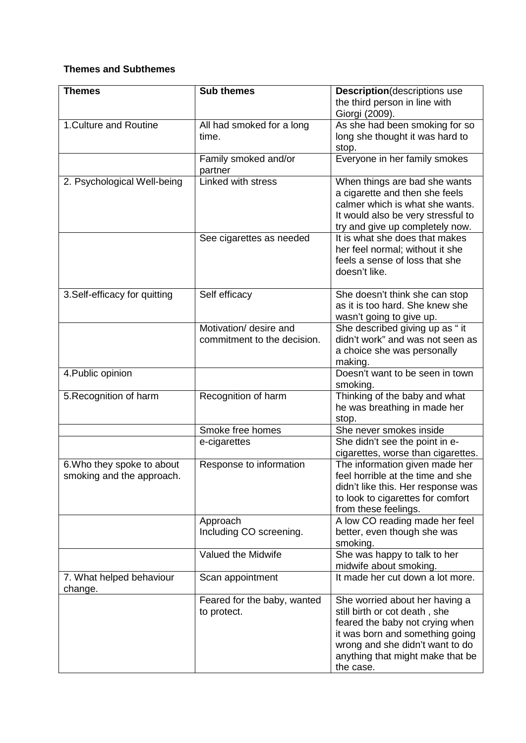**Themes and Subthemes**

| Themes | Sub themes | Description(descriptions use the third person in line with Giorgi (2009). |
|---|---|---|
| 1.Culture and Routine | All had smoked for a long time. | As she had been smoking for so long she thought it was hard to stop. |
| | Family smoked and/or partner | Everyone in her family smokes |
| 2. Psychological Well-being | Linked with stress | When things are bad she wants a cigarette and then she feels calmer which is what she wants. It would also be very stressful to try and give up completely now. |
| | See cigarettes as needed | It is what she does that makes her feel normal; without it she feels a sense of loss that she doesn't like. |
| 3.Self-efficacy for quitting | Self efficacy | She doesn't think she can stop as it is too hard. She knew she wasn't going to give up. |
| | Motivation/ desire and commitment to the decision. | She described giving up as " it didn't work" and was not seen as a choice she was personally making. |
| 4.Public opinion | | Doesn't want to be seen in town smoking. |
| 5.Recognition of harm | Recognition of harm | Thinking of the baby and what he was breathing in made her stop. |
| | Smoke free homes | She never smokes inside |
| | e-cigarettes | She didn't see the point in e-cigarettes, worse than cigarettes. |
| 6.Who they spoke to about smoking and the approach. | Response to information | The information given made her feel horrible at the time and she didn't like this. Her response was to look to cigarettes for comfort from these feelings. |
| | Approach Including CO screening. | A low CO reading made her feel better, even though she was smoking. |
| | Valued the Midwife | She was happy to talk to her midwife about smoking. |
| 7. What helped behaviour change. | Scan appointment | It made her cut down a lot more. |
| | Feared for the baby, wanted to protect. | She worried about her having a still birth or cot death , she feared the baby not crying when it was born and something going wrong and she didn't want to do anything that might make that be the case. |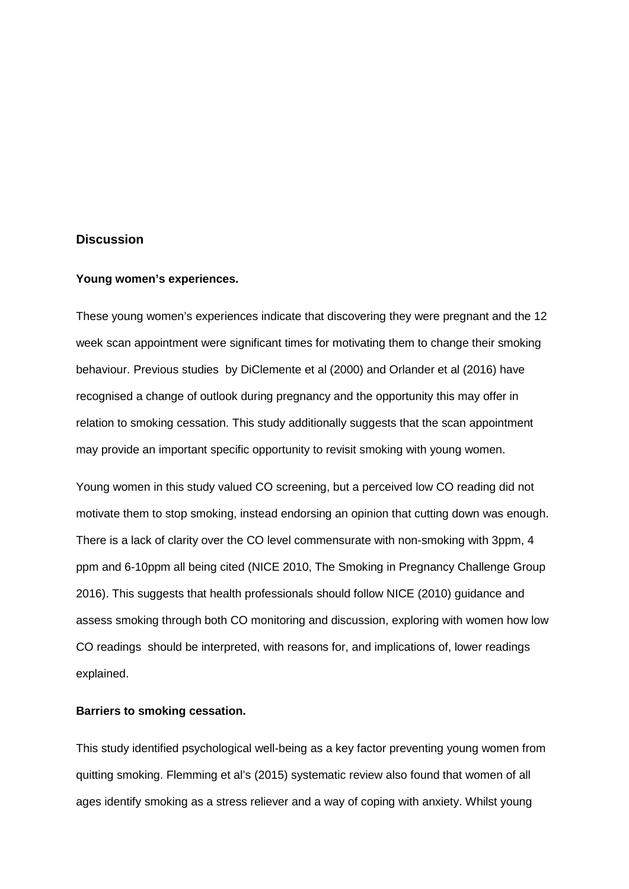## Discussion

### Young women's experiences.

These young women's experiences indicate that discovering they were pregnant and the 12 week scan appointment were significant times for motivating them to change their smoking behaviour. Previous studies by DiClemente et al (2000) and Orlander et al (2016) have recognised a change of outlook during pregnancy and the opportunity this may offer in relation to smoking cessation. This study additionally suggests that the scan appointment may provide an important specific opportunity to revisit smoking with young women.

Young women in this study valued CO screening, but a perceived low CO reading did not motivate them to stop smoking, instead endorsing an opinion that cutting down was enough. There is a lack of clarity over the CO level commensurate with non-smoking with 3ppm, 4 ppm and 6-10ppm all being cited (NICE 2010, The Smoking in Pregnancy Challenge Group 2016). This suggests that health professionals should follow NICE (2010) guidance and assess smoking through both CO monitoring and discussion, exploring with women how low CO readings should be interpreted, with reasons for, and implications of, lower readings explained.

### Barriers to smoking cessation.

This study identified psychological well-being as a key factor preventing young women from quitting smoking. Flemming et al's (2015) systematic review also found that women of all ages identify smoking as a stress reliever and a way of coping with anxiety. Whilst young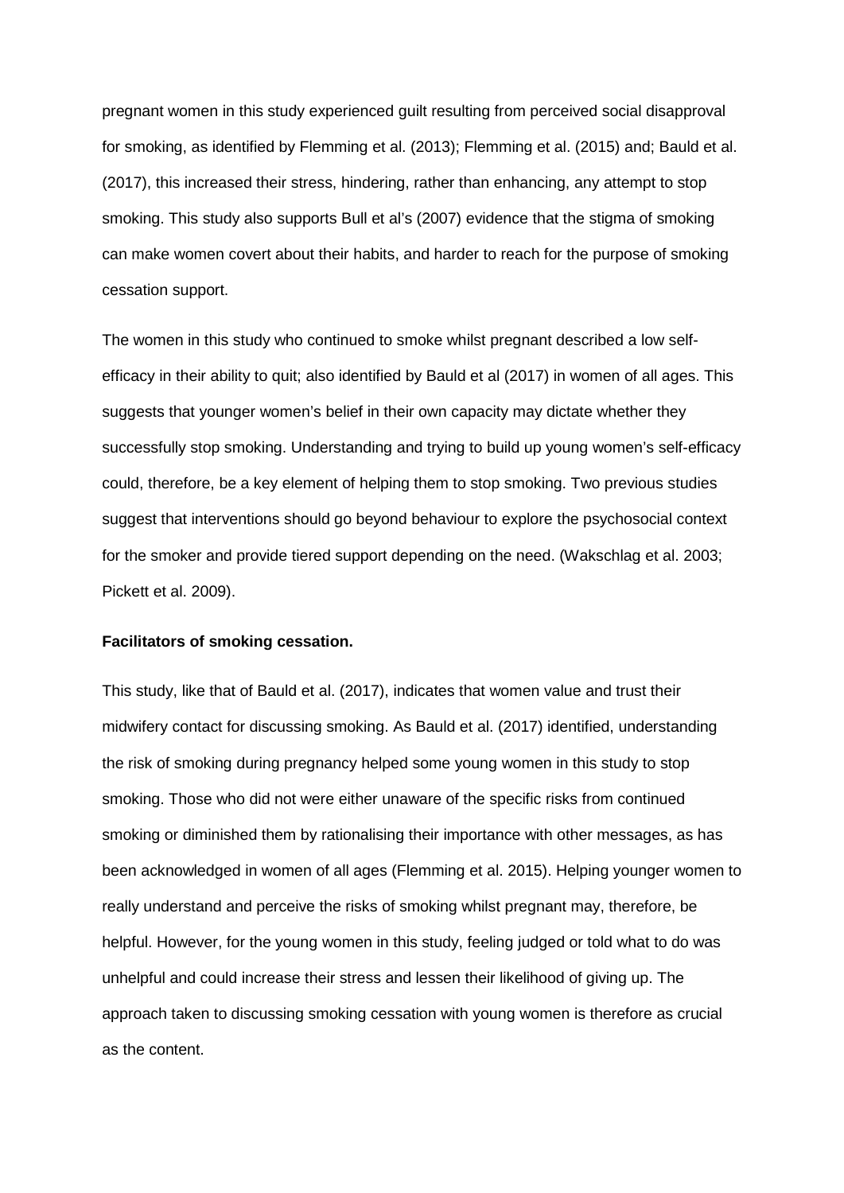pregnant women in this study experienced guilt resulting from perceived social disapproval for smoking, as identified by Flemming et al. (2013); Flemming et al. (2015) and; Bauld et al. (2017), this increased their stress, hindering, rather than enhancing, any attempt to stop smoking. This study also supports Bull et al's (2007) evidence that the stigma of smoking can make women covert about their habits, and harder to reach for the purpose of smoking cessation support.

The women in this study who continued to smoke whilst pregnant described a low self-efficacy in their ability to quit; also identified by Bauld et al (2017) in women of all ages. This suggests that younger women's belief in their own capacity may dictate whether they successfully stop smoking. Understanding and trying to build up young women's self-efficacy could, therefore, be a key element of helping them to stop smoking. Two previous studies suggest that interventions should go beyond behaviour to explore the psychosocial context for the smoker and provide tiered support depending on the need. (Wakschlag et al. 2003; Pickett et al. 2009).

**Facilitators of smoking cessation.**

This study, like that of Bauld et al. (2017), indicates that women value and trust their midwifery contact for discussing smoking. As Bauld et al. (2017) identified, understanding the risk of smoking during pregnancy helped some young women in this study to stop smoking. Those who did not were either unaware of the specific risks from continued smoking or diminished them by rationalising their importance with other messages, as has been acknowledged in women of all ages (Flemming et al. 2015). Helping younger women to really understand and perceive the risks of smoking whilst pregnant may, therefore, be helpful. However, for the young women in this study, feeling judged or told what to do was unhelpful and could increase their stress and lessen their likelihood of giving up. The approach taken to discussing smoking cessation with young women is therefore as crucial as the content.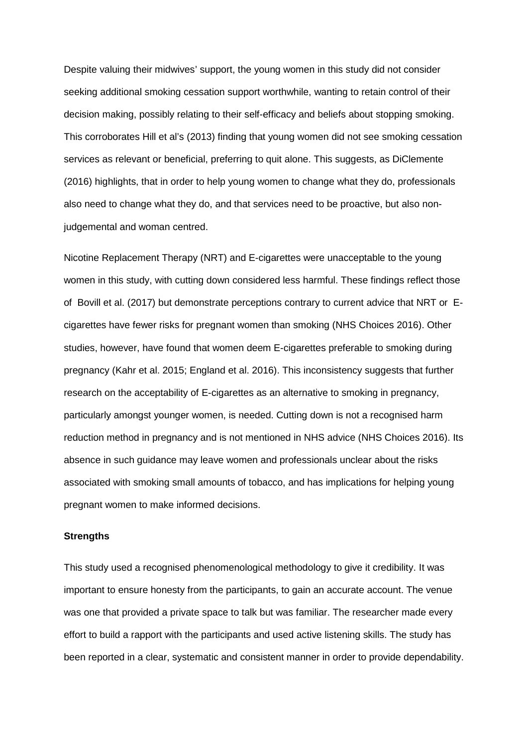Despite valuing their midwives' support, the young women in this study did not consider seeking additional smoking cessation support worthwhile, wanting to retain control of their decision making, possibly relating to their self-efficacy and beliefs about stopping smoking. This corroborates Hill et al's (2013) finding that young women did not see smoking cessation services as relevant or beneficial, preferring to quit alone. This suggests, as DiClemente (2016) highlights, that in order to help young women to change what they do, professionals also need to change what they do, and that services need to be proactive, but also non-judgemental and woman centred.

Nicotine Replacement Therapy (NRT) and E-cigarettes were unacceptable to the young women in this study, with cutting down considered less harmful. These findings reflect those of Bovill et al. (2017) but demonstrate perceptions contrary to current advice that NRT or E-cigarettes have fewer risks for pregnant women than smoking (NHS Choices 2016). Other studies, however, have found that women deem E-cigarettes preferable to smoking during pregnancy (Kahr et al. 2015; England et al. 2016). This inconsistency suggests that further research on the acceptability of E-cigarettes as an alternative to smoking in pregnancy, particularly amongst younger women, is needed. Cutting down is not a recognised harm reduction method in pregnancy and is not mentioned in NHS advice (NHS Choices 2016). Its absence in such guidance may leave women and professionals unclear about the risks associated with smoking small amounts of tobacco, and has implications for helping young pregnant women to make informed decisions.

**Strengths**

This study used a recognised phenomenological methodology to give it credibility. It was important to ensure honesty from the participants, to gain an accurate account. The venue was one that provided a private space to talk but was familiar. The researcher made every effort to build a rapport with the participants and used active listening skills. The study has been reported in a clear, systematic and consistent manner in order to provide dependability.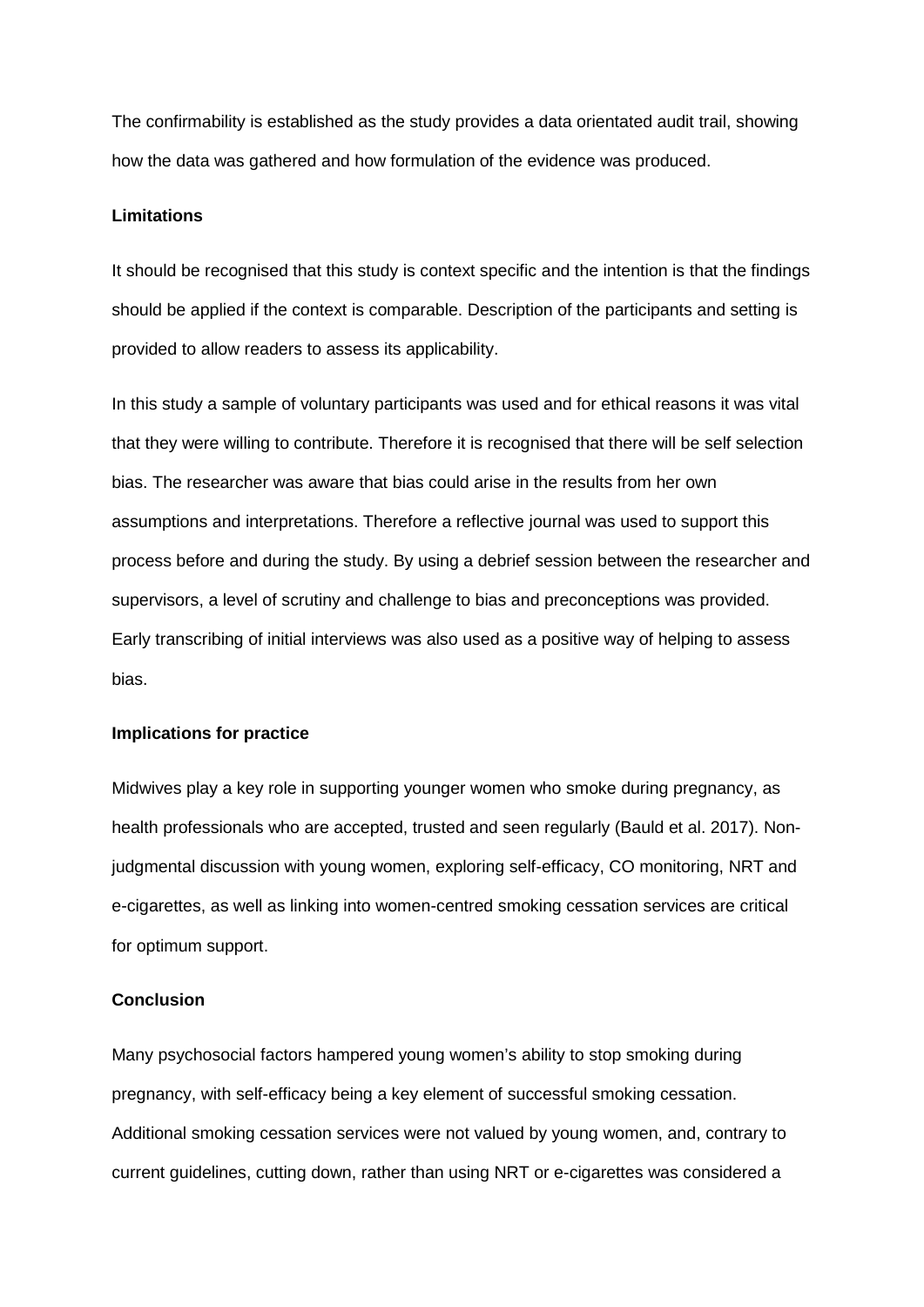The confirmability is established as the study provides a data orientated audit trail, showing how the data was gathered and how formulation of the evidence was produced.

**Limitations**

It should be recognised that this study is context specific and the intention is that the findings should be applied if the context is comparable. Description of the participants and setting is provided to allow readers to assess its applicability.

In this study a sample of voluntary participants was used and for ethical reasons it was vital that they were willing to contribute. Therefore it is recognised that there will be self selection bias. The researcher was aware that bias could arise in the results from her own assumptions and interpretations. Therefore a reflective journal was used to support this process before and during the study. By using a debrief session between the researcher and supervisors, a level of scrutiny and challenge to bias and preconceptions was provided. Early transcribing of initial interviews was also used as a positive way of helping to assess bias.

**Implications for practice**

Midwives play a key role in supporting younger women who smoke during pregnancy, as health professionals who are accepted, trusted and seen regularly (Bauld et al. 2017). Non-judgmental discussion with young women, exploring self-efficacy, CO monitoring, NRT and e-cigarettes, as well as linking into women-centred smoking cessation services are critical for optimum support.

**Conclusion**

Many psychosocial factors hampered young women's ability to stop smoking during pregnancy, with self-efficacy being a key element of successful smoking cessation. Additional smoking cessation services were not valued by young women, and, contrary to current guidelines, cutting down, rather than using NRT or e-cigarettes was considered a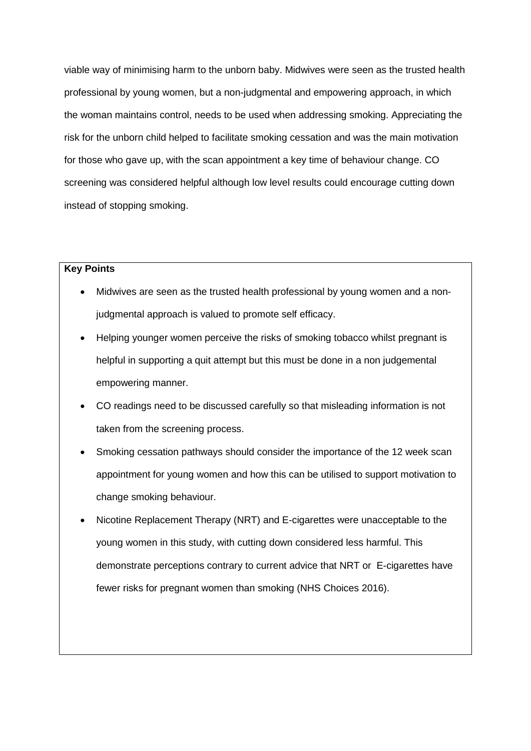viable way of minimising harm to the unborn baby. Midwives were seen as the trusted health professional by young women, but a non-judgmental and empowering approach, in which the woman maintains control, needs to be used when addressing smoking. Appreciating the risk for the unborn child helped to facilitate smoking cessation and was the main motivation for those who gave up, with the scan appointment a key time of behaviour change. CO screening was considered helpful although low level results could encourage cutting down instead of stopping smoking.

**Key Points**

- Midwives are seen as the trusted health professional by young women and a non-judgmental approach is valued to promote self efficacy.
- Helping younger women perceive the risks of smoking tobacco whilst pregnant is helpful in supporting a quit attempt but this must be done in a non judgemental empowering manner.
- CO readings need to be discussed carefully so that misleading information is not taken from the screening process.
- Smoking cessation pathways should consider the importance of the 12 week scan appointment for young women and how this can be utilised to support motivation to change smoking behaviour.
- Nicotine Replacement Therapy (NRT) and E-cigarettes were unacceptable to the young women in this study, with cutting down considered less harmful. This demonstrate perceptions contrary to current advice that NRT or E-cigarettes have fewer risks for pregnant women than smoking (NHS Choices 2016).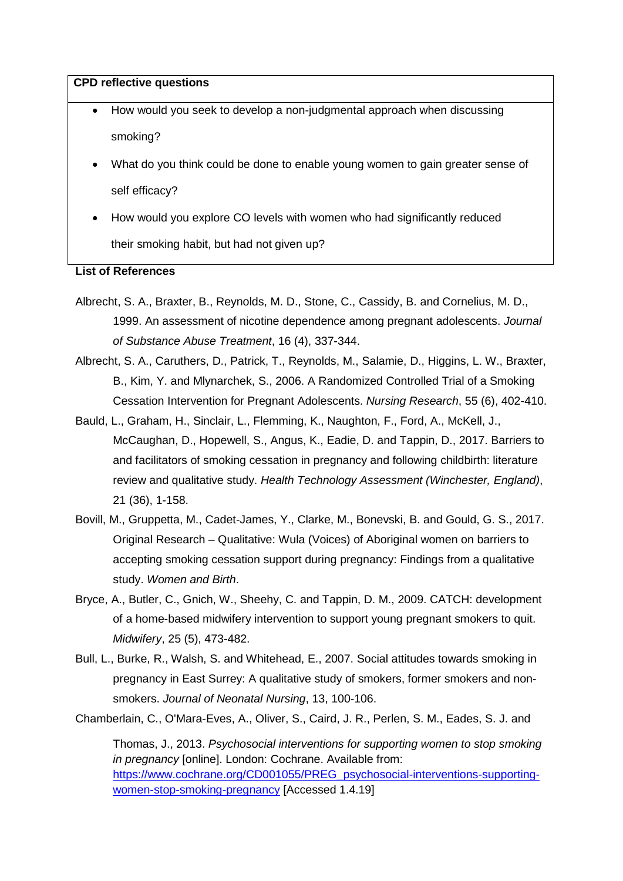**CPD reflective questions**

- How would you seek to develop a non-judgmental approach when discussing smoking?
- What do you think could be done to enable young women to gain greater sense of self efficacy?
- How would you explore CO levels with women who had significantly reduced their smoking habit, but had not given up?

**List of References**

Albrecht, S. A., Braxter, B., Reynolds, M. D., Stone, C., Cassidy, B. and Cornelius, M. D., 1999. An assessment of nicotine dependence among pregnant adolescents. *Journal of Substance Abuse Treatment*, 16 (4), 337-344.

Albrecht, S. A., Caruthers, D., Patrick, T., Reynolds, M., Salamie, D., Higgins, L. W., Braxter, B., Kim, Y. and Mlynarchek, S., 2006. A Randomized Controlled Trial of a Smoking Cessation Intervention for Pregnant Adolescents. *Nursing Research*, 55 (6), 402-410.

Bauld, L., Graham, H., Sinclair, L., Flemming, K., Naughton, F., Ford, A., McKell, J., McCaughan, D., Hopewell, S., Angus, K., Eadie, D. and Tappin, D., 2017. Barriers to and facilitators of smoking cessation in pregnancy and following childbirth: literature review and qualitative study. *Health Technology Assessment (Winchester, England)*, 21 (36), 1-158.

Bovill, M., Gruppetta, M., Cadet-James, Y., Clarke, M., Bonevski, B. and Gould, G. S., 2017. Original Research – Qualitative: Wula (Voices) of Aboriginal women on barriers to accepting smoking cessation support during pregnancy: Findings from a qualitative study. *Women and Birth*.

Bryce, A., Butler, C., Gnich, W., Sheehy, C. and Tappin, D. M., 2009. CATCH: development of a home-based midwifery intervention to support young pregnant smokers to quit. *Midwifery*, 25 (5), 473-482.

Bull, L., Burke, R., Walsh, S. and Whitehead, E., 2007. Social attitudes towards smoking in pregnancy in East Surrey: A qualitative study of smokers, former smokers and non-smokers. *Journal of Neonatal Nursing*, 13, 100-106.

Chamberlain, C., O'Mara-Eves, A., Oliver, S., Caird, J. R., Perlen, S. M., Eades, S. J. and Thomas, J., 2013. *Psychosocial interventions for supporting women to stop smoking in pregnancy* [online]. London: Cochrane. Available from: https://www.cochrane.org/CD001055/PREG_psychosocial-interventions-supporting-women-stop-smoking-pregnancy [Accessed 1.4.19]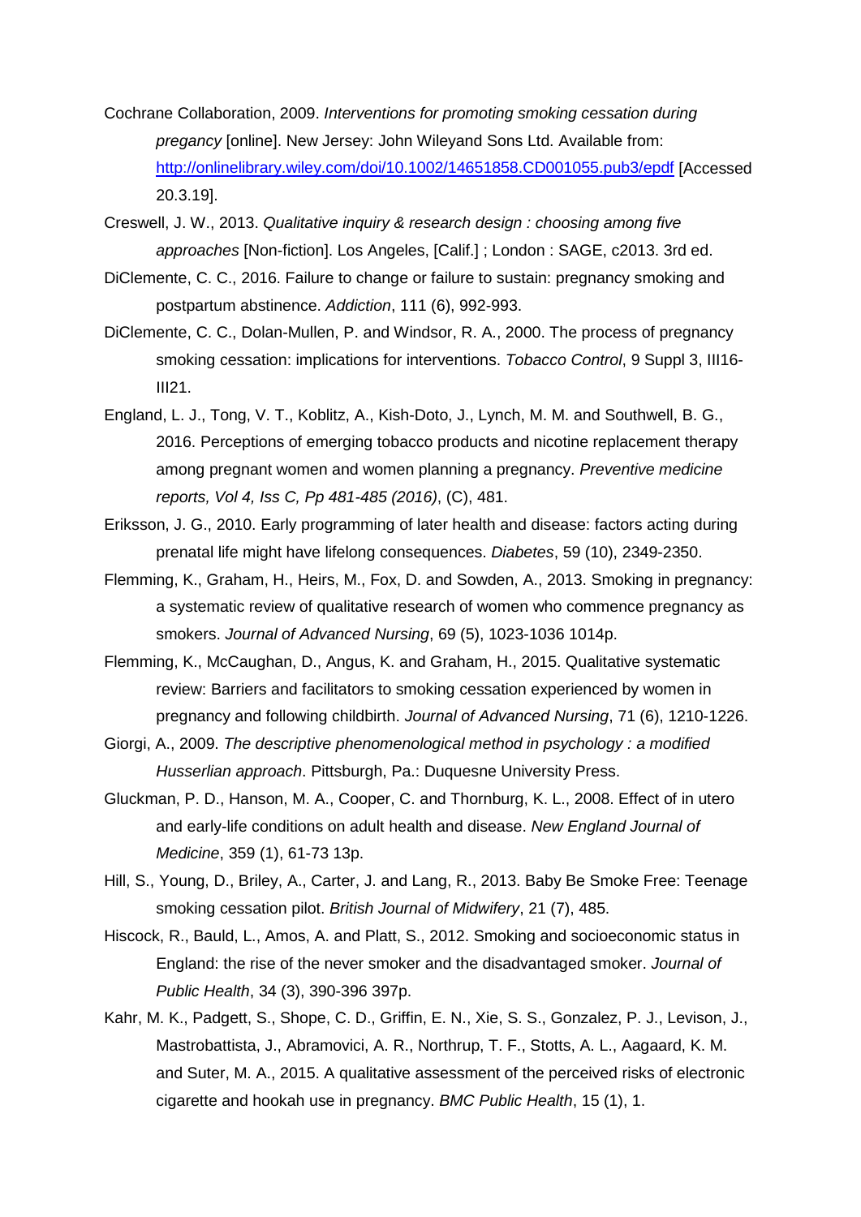Cochrane Collaboration, 2009. *Interventions for promoting smoking cessation during pregancy* [online]. New Jersey: John Wileyand Sons Ltd. Available from: [http://onlinelibrary.wiley.com/doi/10.1002/14651858.CD001055.pub3/epdf](http://onlinelibrary.wiley.com/doi/10.1002/14651858.CD001055.pub3/epdf) [Accessed 20.3.19].

Creswell, J. W., 2013. *Qualitative inquiry & research design : choosing among five approaches* [Non-fiction]. Los Angeles, [Calif.] ; London : SAGE, c2013. 3rd ed.

DiClemente, C. C., 2016. Failure to change or failure to sustain: pregnancy smoking and postpartum abstinence. *Addiction*, 111 (6), 992-993.

DiClemente, C. C., Dolan-Mullen, P. and Windsor, R. A., 2000. The process of pregnancy smoking cessation: implications for interventions. *Tobacco Control*, 9 Suppl 3, III16-III21.

England, L. J., Tong, V. T., Koblitz, A., Kish-Doto, J., Lynch, M. M. and Southwell, B. G., 2016. Perceptions of emerging tobacco products and nicotine replacement therapy among pregnant women and women planning a pregnancy. *Preventive medicine reports, Vol 4, Iss C, Pp 481-485 (2016)*, (C), 481.

Eriksson, J. G., 2010. Early programming of later health and disease: factors acting during prenatal life might have lifelong consequences. *Diabetes*, 59 (10), 2349-2350.

Flemming, K., Graham, H., Heirs, M., Fox, D. and Sowden, A., 2013. Smoking in pregnancy: a systematic review of qualitative research of women who commence pregnancy as smokers. *Journal of Advanced Nursing*, 69 (5), 1023-1036 1014p.

Flemming, K., McCaughan, D., Angus, K. and Graham, H., 2015. Qualitative systematic review: Barriers and facilitators to smoking cessation experienced by women in pregnancy and following childbirth. *Journal of Advanced Nursing*, 71 (6), 1210-1226.

Giorgi, A., 2009. *The descriptive phenomenological method in psychology : a modified Husserlian approach*. Pittsburgh, Pa.: Duquesne University Press.

Gluckman, P. D., Hanson, M. A., Cooper, C. and Thornburg, K. L., 2008. Effect of in utero and early-life conditions on adult health and disease. *New England Journal of Medicine*, 359 (1), 61-73 13p.

Hill, S., Young, D., Briley, A., Carter, J. and Lang, R., 2013. Baby Be Smoke Free: Teenage smoking cessation pilot. *British Journal of Midwifery*, 21 (7), 485.

Hiscock, R., Bauld, L., Amos, A. and Platt, S., 2012. Smoking and socioeconomic status in England: the rise of the never smoker and the disadvantaged smoker. *Journal of Public Health*, 34 (3), 390-396 397p.

Kahr, M. K., Padgett, S., Shope, C. D., Griffin, E. N., Xie, S. S., Gonzalez, P. J., Levison, J., Mastrobattista, J., Abramovici, A. R., Northrup, T. F., Stotts, A. L., Aagaard, K. M. and Suter, M. A., 2015. A qualitative assessment of the perceived risks of electronic cigarette and hookah use in pregnancy. *BMC Public Health*, 15 (1), 1.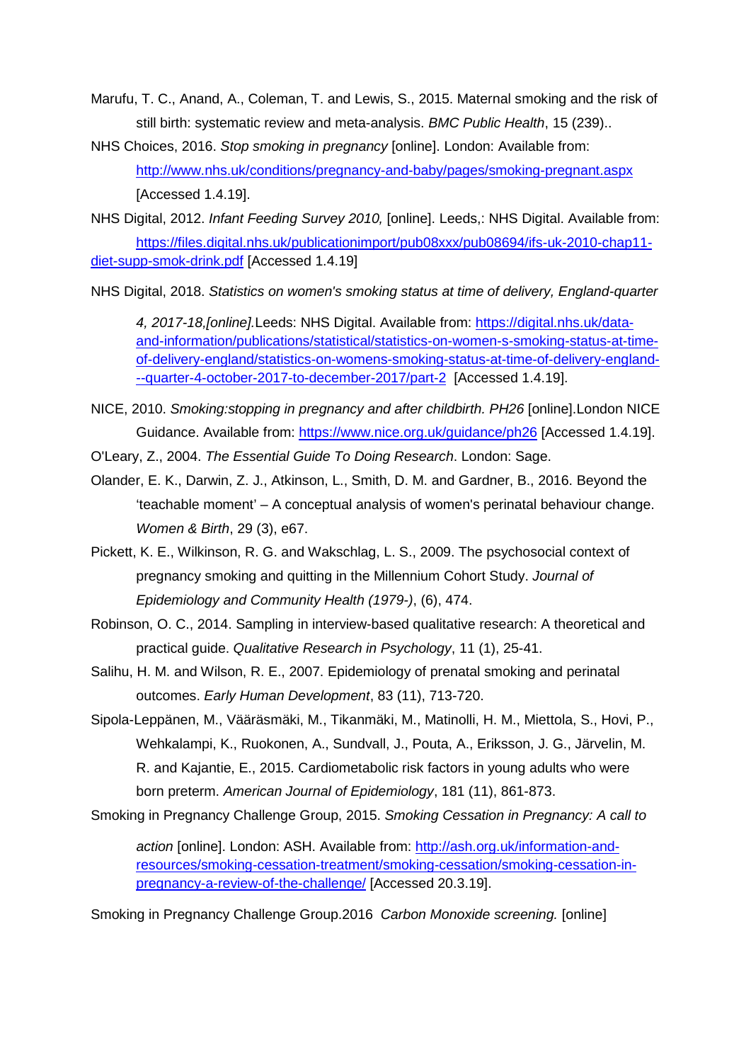Marufu, T. C., Anand, A., Coleman, T. and Lewis, S., 2015. Maternal smoking and the risk of still birth: systematic review and meta-analysis. *BMC Public Health*, 15 (239)..

NHS Choices, 2016. *Stop smoking in pregnancy* [online]. London: Available from: http://www.nhs.uk/conditions/pregnancy-and-baby/pages/smoking-pregnant.aspx [Accessed 1.4.19].

NHS Digital, 2012. *Infant Feeding Survey 2010,* [online]. Leeds,: NHS Digital. Available from: https://files.digital.nhs.uk/publicationimport/pub08xxx/pub08694/ifs-uk-2010-chap11-diet-supp-smok-drink.pdf [Accessed 1.4.19]

NHS Digital, 2018. *Statistics on women's smoking status at time of delivery, England-quarter 4, 2017-18,[online].*Leeds: NHS Digital. Available from: https://digital.nhs.uk/data-and-information/publications/statistical/statistics-on-women-s-smoking-status-at-time-of-delivery-england/statistics-on-womens-smoking-status-at-time-of-delivery-england--quarter-4-october-2017-to-december-2017/part-2 [Accessed 1.4.19].

NICE, 2010. *Smoking:stopping in pregnancy and after childbirth. PH26* [online].London NICE Guidance. Available from: https://www.nice.org.uk/guidance/ph26 [Accessed 1.4.19].

O'Leary, Z., 2004. *The Essential Guide To Doing Research*. London: Sage.

Olander, E. K., Darwin, Z. J., Atkinson, L., Smith, D. M. and Gardner, B., 2016. Beyond the 'teachable moment' – A conceptual analysis of women's perinatal behaviour change. *Women & Birth*, 29 (3), e67.

Pickett, K. E., Wilkinson, R. G. and Wakschlag, L. S., 2009. The psychosocial context of pregnancy smoking and quitting in the Millennium Cohort Study. *Journal of Epidemiology and Community Health (1979-)*, (6), 474.

Robinson, O. C., 2014. Sampling in interview-based qualitative research: A theoretical and practical guide. *Qualitative Research in Psychology*, 11 (1), 25-41.

Salihu, H. M. and Wilson, R. E., 2007. Epidemiology of prenatal smoking and perinatal outcomes. *Early Human Development*, 83 (11), 713-720.

Sipola-Leppänen, M., Vääräsmäki, M., Tikanmäki, M., Matinolli, H. M., Miettola, S., Hovi, P., Wehkalampi, K., Ruokonen, A., Sundvall, J., Pouta, A., Eriksson, J. G., Järvelin, M. R. and Kajantie, E., 2015. Cardiometabolic risk factors in young adults who were born preterm. *American Journal of Epidemiology*, 181 (11), 861-873.

Smoking in Pregnancy Challenge Group, 2015. *Smoking Cessation in Pregnancy: A call to action* [online]. London: ASH. Available from: http://ash.org.uk/information-and-resources/smoking-cessation-treatment/smoking-cessation/smoking-cessation-in-pregnancy-a-review-of-the-challenge/ [Accessed 20.3.19].

Smoking in Pregnancy Challenge Group.2016 *Carbon Monoxide screening.* [online]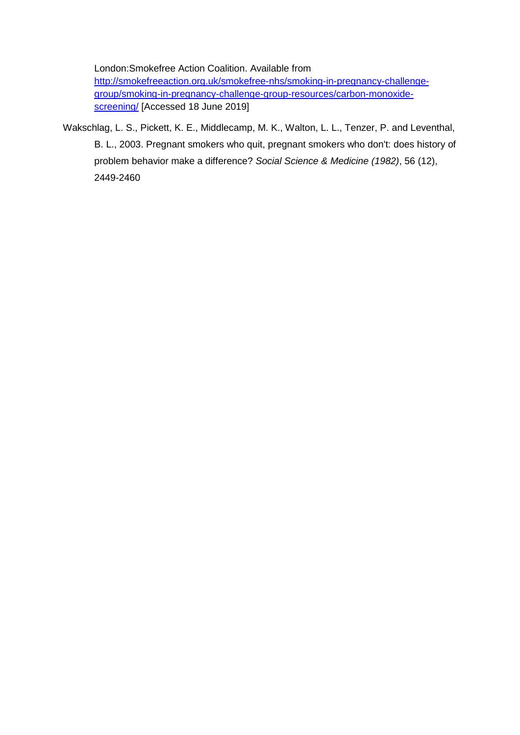London:Smokefree Action Coalition. Available from [http://smokefreeaction.org.uk/smokefree-nhs/smoking-in-pregnancy-challenge-group/smoking-in-pregnancy-challenge-group-resources/carbon-monoxide-screening/](http://smokefreeaction.org.uk/smokefree-nhs/smoking-in-pregnancy-challenge-group/smoking-in-pregnancy-challenge-group-resources/carbon-monoxide-screening/) [Accessed 18 June 2019]

Wakschlag, L. S., Pickett, K. E., Middlecamp, M. K., Walton, L. L., Tenzer, P. and Leventhal, B. L., 2003. Pregnant smokers who quit, pregnant smokers who don't: does history of problem behavior make a difference? *Social Science & Medicine (1982)*, 56 (12), 2449-2460